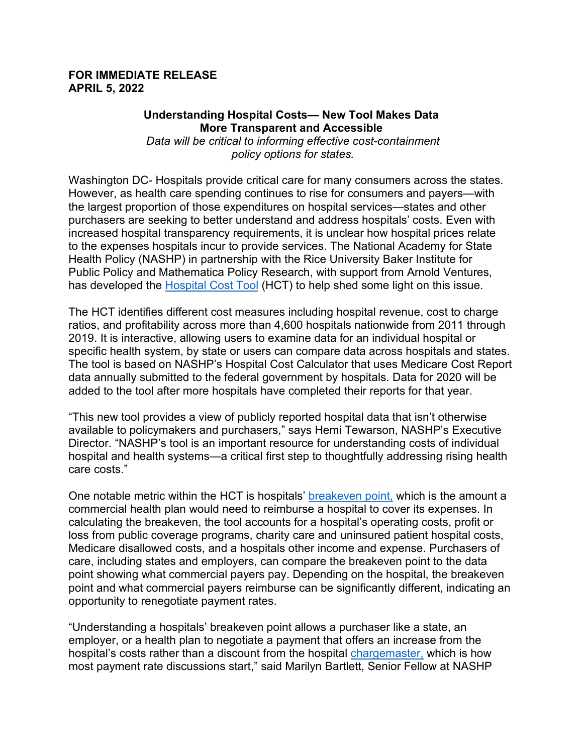**FOR IMMEDIATE RELEASE**
**APRIL 5, 2022**

**Understanding Hospital Costs— New Tool Makes Data More Transparent and Accessible**

*Data will be critical to informing effective cost-containment policy options for states.*

Washington DC- Hospitals provide critical care for many consumers across the states. However, as health care spending continues to rise for consumers and payers—with the largest proportion of those expenditures on hospital services—states and other purchasers are seeking to better understand and address hospitals' costs. Even with increased hospital transparency requirements, it is unclear how hospital prices relate to the expenses hospitals incur to provide services. The National Academy for State Health Policy (NASHP) in partnership with the Rice University Baker Institute for Public Policy and Mathematica Policy Research, with support from Arnold Ventures, has developed the Hospital Cost Tool (HCT) to help shed some light on this issue.

The HCT identifies different cost measures including hospital revenue, cost to charge ratios, and profitability across more than 4,600 hospitals nationwide from 2011 through 2019. It is interactive, allowing users to examine data for an individual hospital or specific health system, by state or users can compare data across hospitals and states. The tool is based on NASHP's Hospital Cost Calculator that uses Medicare Cost Report data annually submitted to the federal government by hospitals. Data for 2020 will be added to the tool after more hospitals have completed their reports for that year.

"This new tool provides a view of publicly reported hospital data that isn't otherwise available to policymakers and purchasers," says Hemi Tewarson, NASHP's Executive Director. "NASHP's tool is an important resource for understanding costs of individual hospital and health systems—a critical first step to thoughtfully addressing rising health care costs."

One notable metric within the HCT is hospitals' breakeven point, which is the amount a commercial health plan would need to reimburse a hospital to cover its expenses. In calculating the breakeven, the tool accounts for a hospital's operating costs, profit or loss from public coverage programs, charity care and uninsured patient hospital costs, Medicare disallowed costs, and a hospitals other income and expense. Purchasers of care, including states and employers, can compare the breakeven point to the data point showing what commercial payers pay. Depending on the hospital, the breakeven point and what commercial payers reimburse can be significantly different, indicating an opportunity to renegotiate payment rates.

"Understanding a hospitals' breakeven point allows a purchaser like a state, an employer, or a health plan to negotiate a payment that offers an increase from the hospital's costs rather than a discount from the hospital chargemaster, which is how most payment rate discussions start," said Marilyn Bartlett, Senior Fellow at NASHP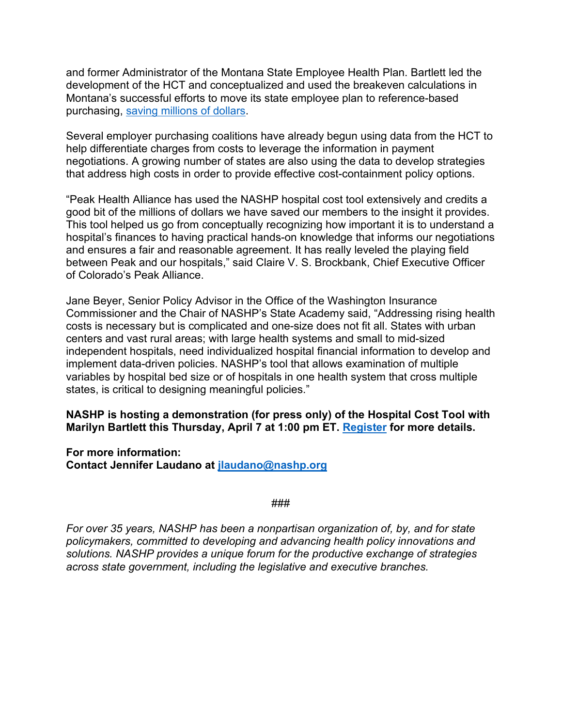and former Administrator of the Montana State Employee Health Plan. Bartlett led the development of the HCT and conceptualized and used the breakeven calculations in Montana's successful efforts to move its state employee plan to reference-based purchasing, saving millions of dollars.

Several employer purchasing coalitions have already begun using data from the HCT to help differentiate charges from costs to leverage the information in payment negotiations. A growing number of states are also using the data to develop strategies that address high costs in order to provide effective cost-containment policy options.

"Peak Health Alliance has used the NASHP hospital cost tool extensively and credits a good bit of the millions of dollars we have saved our members to the insight it provides. This tool helped us go from conceptually recognizing how important it is to understand a hospital's finances to having practical hands-on knowledge that informs our negotiations and ensures a fair and reasonable agreement. It has really leveled the playing field between Peak and our hospitals," said Claire V. S. Brockbank, Chief Executive Officer of Colorado's Peak Alliance.

Jane Beyer, Senior Policy Advisor in the Office of the Washington Insurance Commissioner and the Chair of NASHP's State Academy said, "Addressing rising health costs is necessary but is complicated and one-size does not fit all. States with urban centers and vast rural areas; with large health systems and small to mid-sized independent hospitals, need individualized hospital financial information to develop and implement data-driven policies. NASHP's tool that allows examination of multiple variables by hospital bed size or of hospitals in one health system that cross multiple states, is critical to designing meaningful policies."

**NASHP is hosting a demonstration (for press only) of the Hospital Cost Tool with Marilyn Bartlett this Thursday, April 7 at 1:00 pm ET. Register for more details.**

**For more information:**
**Contact Jennifer Laudano at jlaudano@nashp.org**

###

*For over 35 years, NASHP has been a nonpartisan organization of, by, and for state policymakers, committed to developing and advancing health policy innovations and solutions. NASHP provides a unique forum for the productive exchange of strategies across state government, including the legislative and executive branches.*